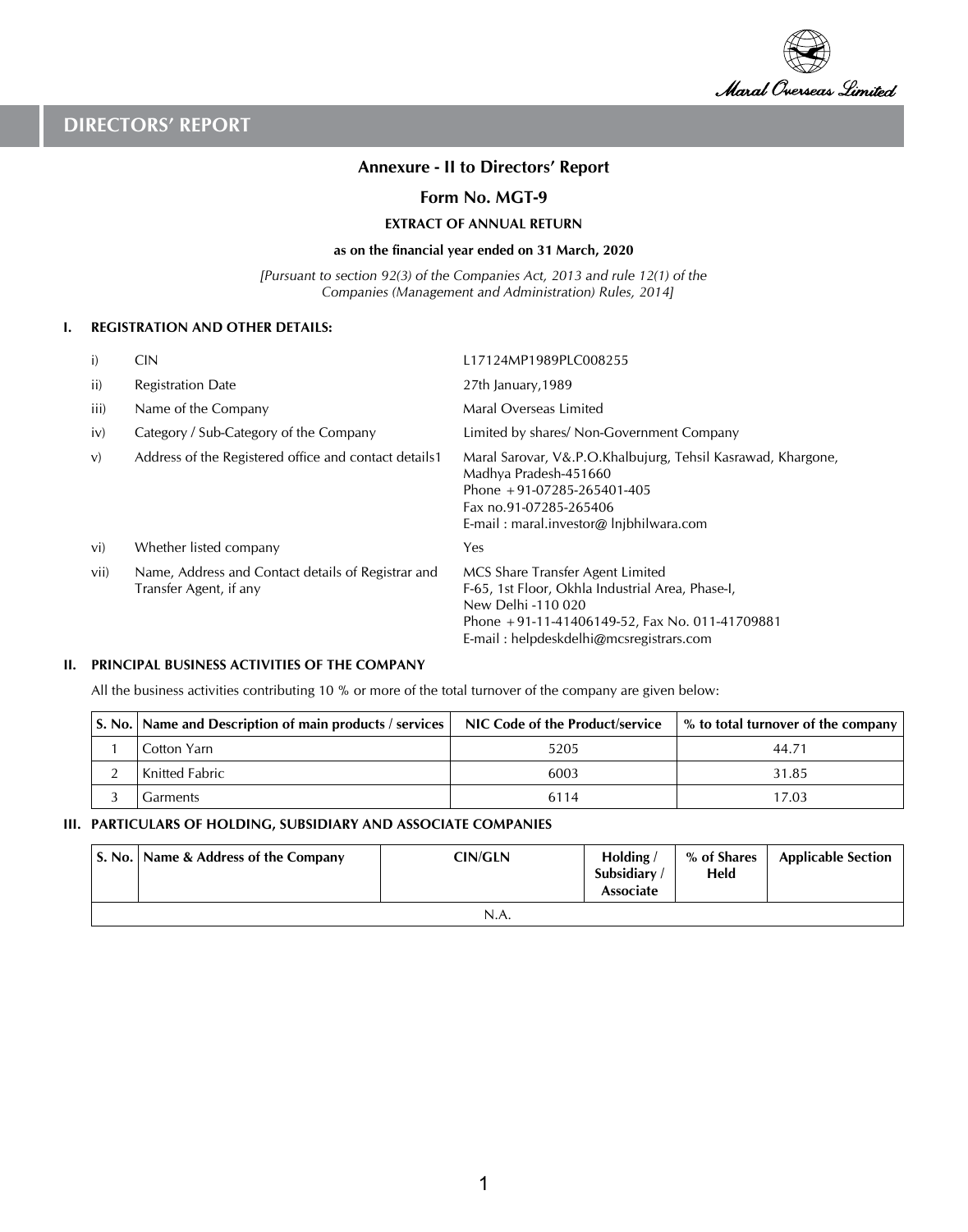# DIRECTORS' REPORT

## Annexure - II to Directors' Report

## Form No. MGT-9

### EXTRACT OF ANNUAL RETURN

**as on the financial year ended on 31 March, 2020**

*[Pursuant to section 92(3) of the Companies Act, 2013 and rule 12(1) of the Companies (Management and Administration) Rules, 2014]*

### I. REGISTRATION AND OTHER DETAILS:

| | | |
|---|---|---|
| i) | CIN | L17124MP1989PLC008255 |
| ii) | Registration Date | 27th January,1989 |
| iii) | Name of the Company | Maral Overseas Limited |
| iv) | Category / Sub-Category of the Company | Limited by shares/ Non-Government Company |
| v) | Address of the Registered office and contact details1 | Maral Sarovar, V&.P.O.Khalbujurg, Tehsil Kasrawad, Khargone, Madhya Pradesh-451660<br>Phone +91-07285-265401-405<br>Fax no.91-07285-265406<br>E-mail : maral.investor@ lnjbhilwara.com |
| vi) | Whether listed company | Yes |
| vii) | Name, Address and Contact details of Registrar and Transfer Agent, if any | MCS Share Transfer Agent Limited<br>F-65, 1st Floor, Okhla Industrial Area, Phase-I,<br>New Delhi -110 020<br>Phone +91-11-41406149-52, Fax No. 011-41709881<br>E-mail : helpdeskdelhi@mcsregistrars.com |

### II. PRINCIPAL BUSINESS ACTIVITIES OF THE COMPANY

All the business activities contributing 10 % or more of the total turnover of the company are given below:

| S. No. | Name and Description of main products / services | NIC Code of the Product/service | % to total turnover of the company |
|---|---|---|---|
| 1 | Cotton Yarn | 5205 | 44.71 |
| 2 | Knitted Fabric | 6003 | 31.85 |
| 3 | Garments | 6114 | 17.03 |

### III. PARTICULARS OF HOLDING, SUBSIDIARY AND ASSOCIATE COMPANIES

| S. No. | Name & Address of the Company | CIN/GLN | Holding / Subsidiary / Associate | % of Shares Held | Applicable Section |
|---|---|---|---|---|---|
| N.A. | | | | | |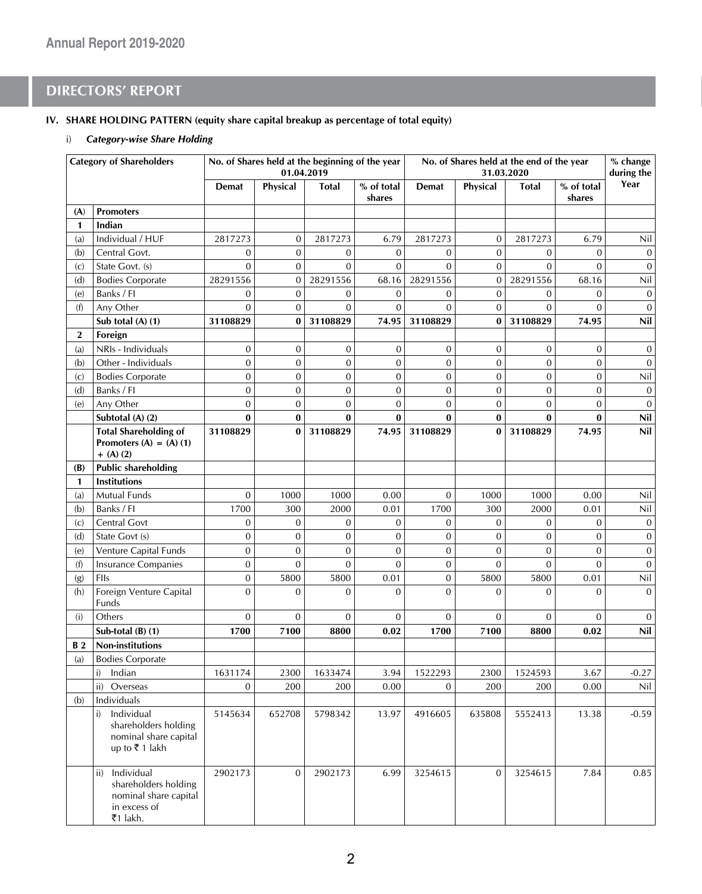## DIRECTORS' REPORT

### IV. SHARE HOLDING PATTERN (equity share capital breakup as percentage of total equity)

i) ***Category-wise Share Holding***

| Category of Shareholders | | No. of Shares held at the beginning of the year 01.04.2019 | | | | No. of Shares held at the end of the year 31.03.2020 | | | | % change during the Year |
|---|---|---|---|---|---|---|---|---|---|---|
| | | Demat | Physical | Total | % of total shares | Demat | Physical | Total | % of total shares | |
| **(A)** | **Promoters** | | | | | | | | | |
| **1** | **Indian** | | | | | | | | | |
| (a) | Individual / HUF | 2817273 | 0 | 2817273 | 6.79 | 2817273 | 0 | 2817273 | 6.79 | Nil |
| (b) | Central Govt. | 0 | 0 | 0 | 0 | 0 | 0 | 0 | 0 | 0 |
| (c) | State Govt. (s) | 0 | 0 | 0 | 0 | 0 | 0 | 0 | 0 | 0 |
| (d) | Bodies Corporate | 28291556 | 0 | 28291556 | 68.16 | 28291556 | 0 | 28291556 | 68.16 | Nil |
| (e) | Banks / FI | 0 | 0 | 0 | 0 | 0 | 0 | 0 | 0 | 0 |
| (f) | Any Other | 0 | 0 | 0 | 0 | 0 | 0 | 0 | 0 | 0 |
| | **Sub total (A) (1)** | **31108829** | **0** | **31108829** | **74.95** | **31108829** | **0** | **31108829** | **74.95** | **Nil** |
| **2** | **Foreign** | | | | | | | | | |
| (a) | NRIs - Individuals | 0 | 0 | 0 | 0 | 0 | 0 | 0 | 0 | 0 |
| (b) | Other - Individuals | 0 | 0 | 0 | 0 | 0 | 0 | 0 | 0 | 0 |
| (c) | Bodies Corporate | 0 | 0 | 0 | 0 | 0 | 0 | 0 | 0 | Nil |
| (d) | Banks / FI | 0 | 0 | 0 | 0 | 0 | 0 | 0 | 0 | 0 |
| (e) | Any Other | 0 | 0 | 0 | 0 | 0 | 0 | 0 | 0 | 0 |
| | **Subtotal (A) (2)** | **0** | **0** | **0** | **0** | **0** | **0** | **0** | **0** | **Nil** |
| | **Total Shareholding of Promoters (A) = (A) (1) + (A) (2)** | **31108829** | **0** | **31108829** | **74.95** | **31108829** | **0** | **31108829** | **74.95** | **Nil** |
| **(B)** | **Public shareholding** | | | | | | | | | |
| **1** | **Institutions** | | | | | | | | | |
| (a) | Mutual Funds | 0 | 1000 | 1000 | 0.00 | 0 | 1000 | 1000 | 0.00 | Nil |
| (b) | Banks / FI | 1700 | 300 | 2000 | 0.01 | 1700 | 300 | 2000 | 0.01 | Nil |
| (c) | Central Govt | 0 | 0 | 0 | 0 | 0 | 0 | 0 | 0 | 0 |
| (d) | State Govt (s) | 0 | 0 | 0 | 0 | 0 | 0 | 0 | 0 | 0 |
| (e) | Venture Capital Funds | 0 | 0 | 0 | 0 | 0 | 0 | 0 | 0 | 0 |
| (f) | Insurance Companies | 0 | 0 | 0 | 0 | 0 | 0 | 0 | 0 | 0 |
| (g) | FIIs | 0 | 5800 | 5800 | 0.01 | 0 | 5800 | 5800 | 0.01 | Nil |
| (h) | Foreign Venture Capital Funds | 0 | 0 | 0 | 0 | 0 | 0 | 0 | 0 | 0 |
| (i) | Others | 0 | 0 | 0 | 0 | 0 | 0 | 0 | 0 | 0 |
| | **Sub-total (B) (1)** | **1700** | **7100** | **8800** | **0.02** | **1700** | **7100** | **8800** | **0.02** | **Nil** |
| **B 2** | **Non-institutions** | | | | | | | | | |
| (a) | Bodies Corporate | | | | | | | | | |
| | i) Indian | 1631174 | 2300 | 1633474 | 3.94 | 1522293 | 2300 | 1524593 | 3.67 | -0.27 |
| | ii) Overseas | 0 | 200 | 200 | 0.00 | 0 | 200 | 200 | 0.00 | Nil |
| (b) | Individuals | | | | | | | | | |
| | i) Individual shareholders holding nominal share capital up to ₹ 1 lakh | 5145634 | 652708 | 5798342 | 13.97 | 4916605 | 635808 | 5552413 | 13.38 | -0.59 |
| | ii) Individual shareholders holding nominal share capital in excess of ₹1 lakh. | 2902173 | 0 | 2902173 | 6.99 | 3254615 | 0 | 3254615 | 7.84 | 0.85 |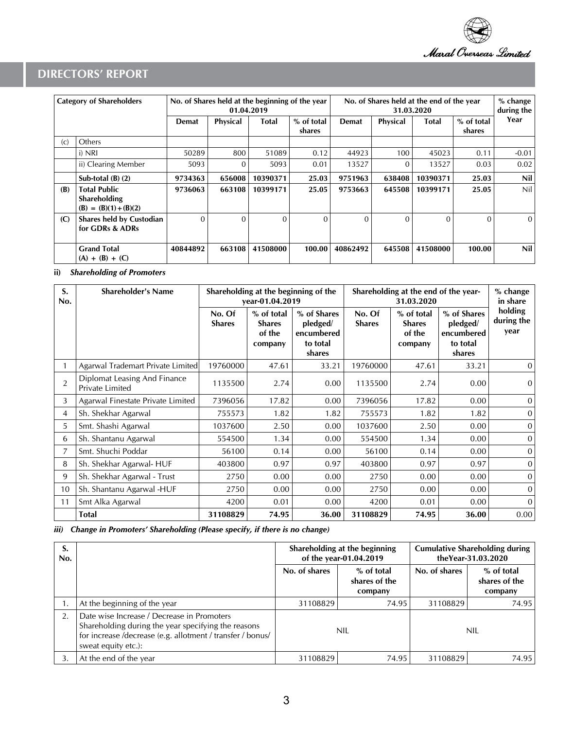## DIRECTORS' REPORT

| | Category of Shareholders | No. of Shares held at the beginning of the year 01.04.2019 | | | | No. of Shares held at the end of the year 31.03.2020 | | | | % change during the Year |
|---|---|---|---|---|---|---|---|---|---|---|
| | | Demat | Physical | Total | % of total shares | Demat | Physical | Total | % of total shares | |
| (c) | Others | | | | | | | | | |
| | i) NRI | 50289 | 800 | 51089 | 0.12 | 44923 | 100 | 45023 | 0.11 | -0.01 |
| | ii) Clearing Member | 5093 | 0 | 5093 | 0.01 | 13527 | 0 | 13527 | 0.03 | 0.02 |
| | **Sub-total (B) (2)** | **9734363** | **656008** | **10390371** | **25.03** | **9751963** | **638408** | **10390371** | **25.03** | **Nil** |
| **(B)** | **Total Public Shareholding (B) = (B)(1)+(B)(2)** | **9736063** | **663108** | **10399171** | **25.05** | **9753663** | **645508** | **10399171** | **25.05** | Nil |
| **(C)** | **Shares held by Custodian for GDRs & ADRs** | 0 | 0 | 0 | 0 | 0 | 0 | 0 | 0 | 0 |
| | **Grand Total (A) + (B) + (C)** | **40844892** | **663108** | **41508000** | **100.00** | **40862492** | **645508** | **41508000** | **100.00** | **Nil** |

**ii)** ***Shareholding of Promoters***

| S. No. | Shareholder's Name | Shareholding at the beginning of the year-01.04.2019 | | | Shareholding at the end of the year-31.03.2020 | | | % change in share holding during the year |
|---|---|---|---|---|---|---|---|---|
| | | No. Of Shares | % of total Shares of the company | % of Shares pledged/ encumbered to total shares | No. Of Shares | % of total Shares of the company | % of Shares pledged/ encumbered to total shares | |
| 1 | Agarwal Trademart Private Limited | 19760000 | 47.61 | 33.21 | 19760000 | 47.61 | 33.21 | 0 |
| 2 | Diplomat Leasing And Finance Private Limited | 1135500 | 2.74 | 0.00 | 1135500 | 2.74 | 0.00 | 0 |
| 3 | Agarwal Finestate Private Limited | 7396056 | 17.82 | 0.00 | 7396056 | 17.82 | 0.00 | 0 |
| 4 | Sh. Shekhar Agarwal | 755573 | 1.82 | 1.82 | 755573 | 1.82 | 1.82 | 0 |
| 5 | Smt. Shashi Agarwal | 1037600 | 2.50 | 0.00 | 1037600 | 2.50 | 0.00 | 0 |
| 6 | Sh. Shantanu Agarwal | 554500 | 1.34 | 0.00 | 554500 | 1.34 | 0.00 | 0 |
| 7 | Smt. Shuchi Poddar | 56100 | 0.14 | 0.00 | 56100 | 0.14 | 0.00 | 0 |
| 8 | Sh. Shekhar Agarwal- HUF | 403800 | 0.97 | 0.97 | 403800 | 0.97 | 0.97 | 0 |
| 9 | Sh. Shekhar Agarwal - Trust | 2750 | 0.00 | 0.00 | 2750 | 0.00 | 0.00 | 0 |
| 10 | Sh. Shantanu Agarwal -HUF | 2750 | 0.00 | 0.00 | 2750 | 0.00 | 0.00 | 0 |
| 11 | Smt Alka Agarwal | 4200 | 0.01 | 0.00 | 4200 | 0.01 | 0.00 | 0 |
| | **Total** | **31108829** | **74.95** | **36.00** | **31108829** | **74.95** | **36.00** | 0.00 |

***iii) Change in Promoters' Shareholding (Please specify, if there is no change)***

| S. No. | | Shareholding at the beginning of the year-01.04.2019 | | Cumulative Shareholding during theYear-31.03.2020 | |
|---|---|---|---|---|---|
| | | No. of shares | % of total shares of the company | No. of shares | % of total shares of the company |
| 1. | At the beginning of the year | 31108829 | 74.95 | 31108829 | 74.95 |
| 2. | Date wise Increase / Decrease in Promoters Shareholding during the year specifying the reasons for increase /decrease (e.g. allotment / transfer / bonus/ sweat equity etc.): | NIL | | NIL | |
| 3. | At the end of the year | 31108829 | 74.95 | 31108829 | 74.95 |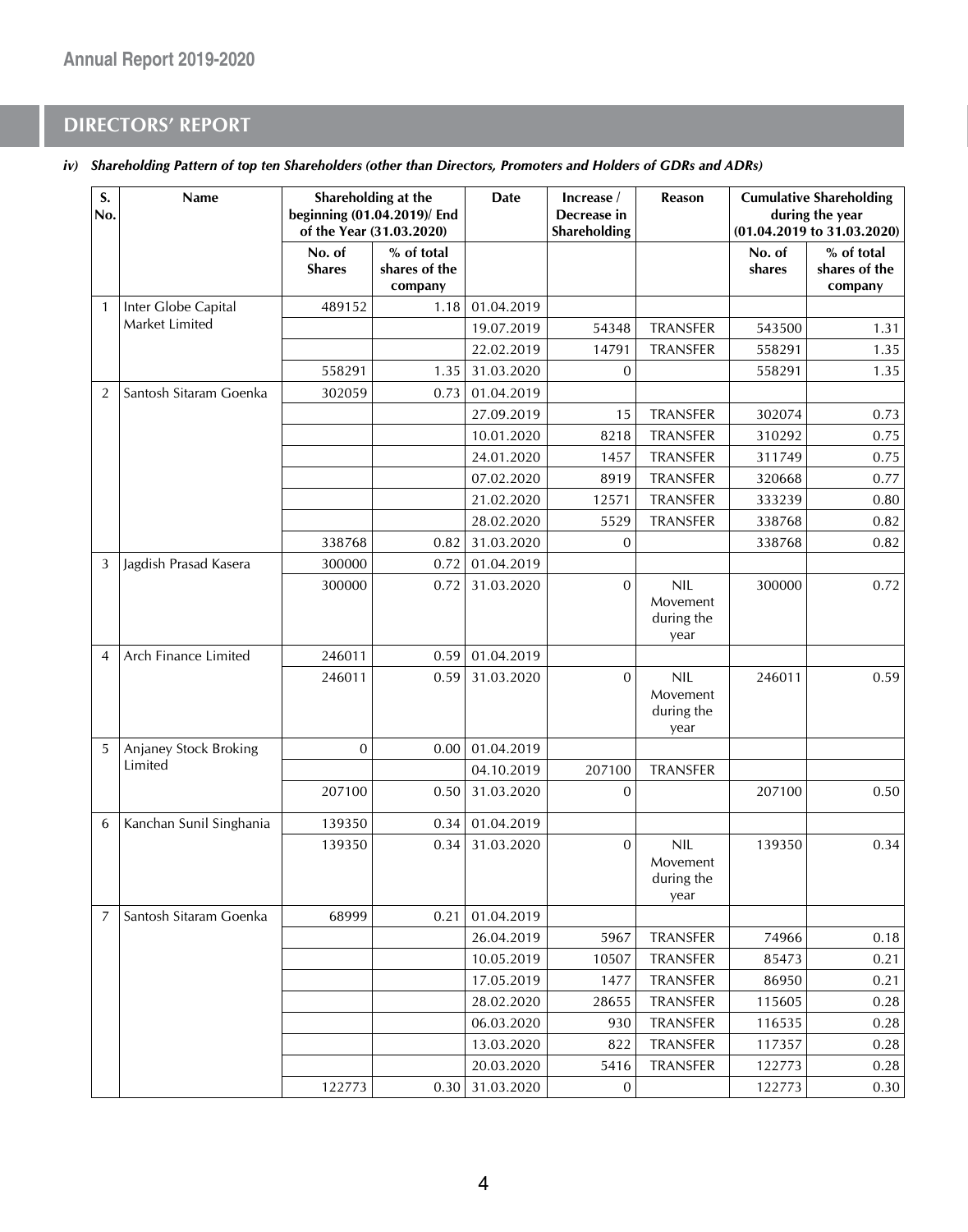## DIRECTORS' REPORT

***iv) Shareholding Pattern of top ten Shareholders (other than Directors, Promoters and Holders of GDRs and ADRs)***

| S. No. | Name | Shareholding at the beginning (01.04.2019)/ End of the Year (31.03.2020) | | Date | Increase / Decrease in Shareholding | Reason | Cumulative Shareholding during the year (01.04.2019 to 31.03.2020) | |
|---|---|---|---|---|---|---|---|---|
| | | No. of Shares | % of total shares of the company | | | | No. of shares | % of total shares of the company |
| 1 | Inter Globe Capital Market Limited | 489152 | 1.18 | 01.04.2019 | | | | |
| | | | | 19.07.2019 | 54348 | TRANSFER | 543500 | 1.31 |
| | | | | 22.02.2019 | 14791 | TRANSFER | 558291 | 1.35 |
| | | 558291 | 1.35 | 31.03.2020 | 0 | | 558291 | 1.35 |
| 2 | Santosh Sitaram Goenka | 302059 | 0.73 | 01.04.2019 | | | | |
| | | | | 27.09.2019 | 15 | TRANSFER | 302074 | 0.73 |
| | | | | 10.01.2020 | 8218 | TRANSFER | 310292 | 0.75 |
| | | | | 24.01.2020 | 1457 | TRANSFER | 311749 | 0.75 |
| | | | | 07.02.2020 | 8919 | TRANSFER | 320668 | 0.77 |
| | | | | 21.02.2020 | 12571 | TRANSFER | 333239 | 0.80 |
| | | | | 28.02.2020 | 5529 | TRANSFER | 338768 | 0.82 |
| | | 338768 | 0.82 | 31.03.2020 | 0 | | 338768 | 0.82 |
| 3 | Jagdish Prasad Kasera | 300000 | 0.72 | 01.04.2019 | | | | |
| | | 300000 | 0.72 | 31.03.2020 | 0 | NIL Movement during the year | 300000 | 0.72 |
| 4 | Arch Finance Limited | 246011 | 0.59 | 01.04.2019 | | | | |
| | | 246011 | 0.59 | 31.03.2020 | 0 | NIL Movement during the year | 246011 | 0.59 |
| 5 | Anjaney Stock Broking Limited | 0 | 0.00 | 01.04.2019 | | | | |
| | | | | 04.10.2019 | 207100 | TRANSFER | | |
| | | 207100 | 0.50 | 31.03.2020 | 0 | | 207100 | 0.50 |
| 6 | Kanchan Sunil Singhania | 139350 | 0.34 | 01.04.2019 | | | | |
| | | 139350 | 0.34 | 31.03.2020 | 0 | NIL Movement during the year | 139350 | 0.34 |
| 7 | Santosh Sitaram Goenka | 68999 | 0.21 | 01.04.2019 | | | | |
| | | | | 26.04.2019 | 5967 | TRANSFER | 74966 | 0.18 |
| | | | | 10.05.2019 | 10507 | TRANSFER | 85473 | 0.21 |
| | | | | 17.05.2019 | 1477 | TRANSFER | 86950 | 0.21 |
| | | | | 28.02.2020 | 28655 | TRANSFER | 115605 | 0.28 |
| | | | | 06.03.2020 | 930 | TRANSFER | 116535 | 0.28 |
| | | | | 13.03.2020 | 822 | TRANSFER | 117357 | 0.28 |
| | | | | 20.03.2020 | 5416 | TRANSFER | 122773 | 0.28 |
| | | 122773 | 0.30 | 31.03.2020 | 0 | | 122773 | 0.30 |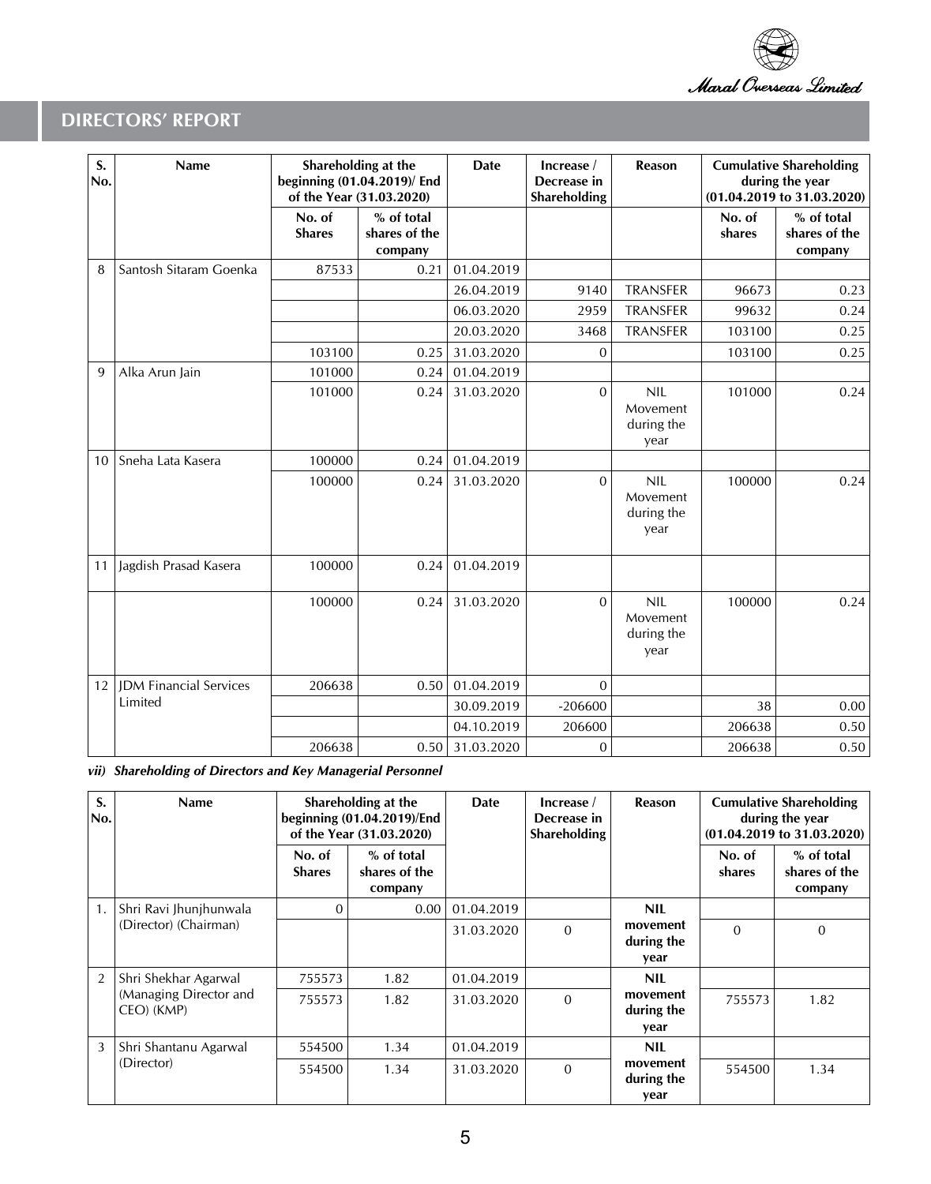## DIRECTORS' REPORT

| S. No. | Name | Shareholding at the beginning (01.04.2019)/ End of the Year (31.03.2020) | | Date | Increase / Decrease in Shareholding | Reason | Cumulative Shareholding during the year (01.04.2019 to 31.03.2020) | |
|---|---|---|---|---|---|---|---|---|
| | | No. of Shares | % of total shares of the company | | | | No. of shares | % of total shares of the company |
| 8 | Santosh Sitaram Goenka | 87533 | 0.21 | 01.04.2019 | | | | |
| | | | | 26.04.2019 | 9140 | TRANSFER | 96673 | 0.23 |
| | | | | 06.03.2020 | 2959 | TRANSFER | 99632 | 0.24 |
| | | | | 20.03.2020 | 3468 | TRANSFER | 103100 | 0.25 |
| | | 103100 | 0.25 | 31.03.2020 | 0 | | 103100 | 0.25 |
| 9 | Alka Arun Jain | 101000 | 0.24 | 01.04.2019 | | | | |
| | | 101000 | 0.24 | 31.03.2020 | 0 | NIL Movement during the year | 101000 | 0.24 |
| 10 | Sneha Lata Kasera | 100000 | 0.24 | 01.04.2019 | | | | |
| | | 100000 | 0.24 | 31.03.2020 | 0 | NIL Movement during the year | 100000 | 0.24 |
| 11 | Jagdish Prasad Kasera | 100000 | 0.24 | 01.04.2019 | | | | |
| | | 100000 | 0.24 | 31.03.2020 | 0 | NIL Movement during the year | 100000 | 0.24 |
| 12 | JDM Financial Services Limited | 206638 | 0.50 | 01.04.2019 | 0 | | | |
| | | | | 30.09.2019 | -206600 | | 38 | 0.00 |
| | | | | 04.10.2019 | 206600 | | 206638 | 0.50 |
| | | 206638 | 0.50 | 31.03.2020 | 0 | | 206638 | 0.50 |

***vii) Shareholding of Directors and Key Managerial Personnel***

| S. No. | Name | Shareholding at the beginning (01.04.2019)/End of the Year (31.03.2020) | | Date | Increase / Decrease in Shareholding | Reason | Cumulative Shareholding during the year (01.04.2019 to 31.03.2020) | |
|---|---|---|---|---|---|---|---|---|
| | | No. of Shares | % of total shares of the company | | | | No. of shares | % of total shares of the company |
| 1. | Shri Ravi Jhunjhunwala (Director) (Chairman) | 0 | 0.00 | 01.04.2019 | | **NIL movement during the year** | | |
| | | | | 31.03.2020 | 0 | | 0 | 0 |
| 2 | Shri Shekhar Agarwal (Managing Director and CEO) (KMP) | 755573 | 1.82 | 01.04.2019 | | **NIL movement during the year** | | |
| | | 755573 | 1.82 | 31.03.2020 | 0 | | 755573 | 1.82 |
| 3 | Shri Shantanu Agarwal (Director) | 554500 | 1.34 | 01.04.2019 | | **NIL movement during the year** | | |
| | | 554500 | 1.34 | 31.03.2020 | 0 | | 554500 | 1.34 |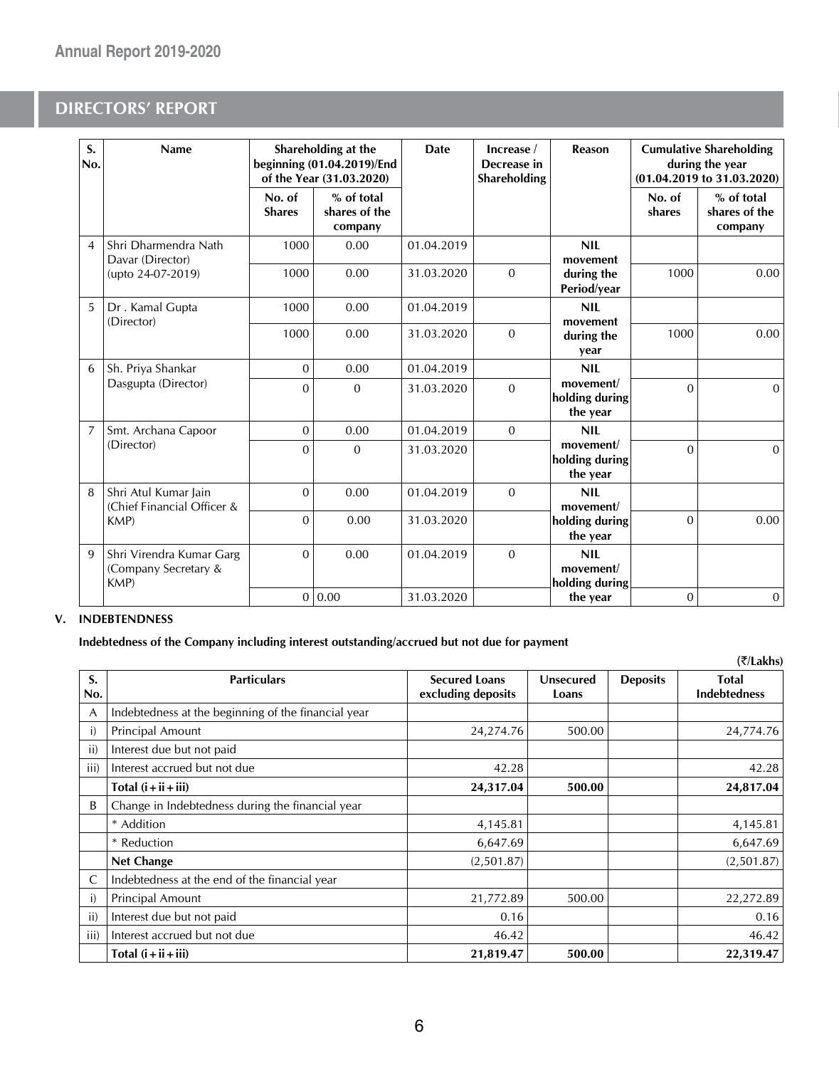# DIRECTORS' REPORT

| S. No. | Name | Shareholding at the beginning (01.04.2019)/End of the Year (31.03.2020) | | Date | Increase / Decrease in Shareholding | Reason | Cumulative Shareholding during the year (01.04.2019 to 31.03.2020) | |
|---|---|---|---|---|---|---|---|---|
| | | No. of Shares | % of total shares of the company | | | | No. of shares | % of total shares of the company |
| 4 | Shri Dharmendra Nath Davar (Director) (upto 24-07-2019) | 1000 | 0.00 | 01.04.2019 | | NIL movement during the Period/year | | |
| | | 1000 | 0.00 | 31.03.2020 | 0 | | 1000 | 0.00 |
| 5 | Dr . Kamal Gupta (Director) | 1000 | 0.00 | 01.04.2019 | | NIL movement during the year | | |
| | | 1000 | 0.00 | 31.03.2020 | 0 | | 1000 | 0.00 |
| 6 | Sh. Priya Shankar Dasgupta (Director) | 0 | 0.00 | 01.04.2019 | | NIL movement/ holding during the year | | |
| | | 0 | 0 | 31.03.2020 | 0 | | 0 | 0 |
| 7 | Smt. Archana Capoor (Director) | 0 | 0.00 | 01.04.2019 | 0 | NIL movement/ holding during the year | | |
| | | 0 | 0 | 31.03.2020 | | | 0 | 0 |
| 8 | Shri Atul Kumar Jain (Chief Financial Officer & KMP) | 0 | 0.00 | 01.04.2019 | 0 | NIL movement/ holding during the year | | |
| | | 0 | 0.00 | 31.03.2020 | | | 0 | 0.00 |
| 9 | Shri Virendra Kumar Garg (Company Secretary & KMP) | 0 | 0.00 | 01.04.2019 | 0 | NIL movement/ holding during the year | | |
| | | 0 | 0.00 | 31.03.2020 | | | 0 | 0 |

## V. INDEBTENDNESS

**Indebtedness of the Company including interest outstanding/accrued but not due for payment**

(₹/Lakhs)

| S. No. | Particulars | Secured Loans excluding deposits | Unsecured Loans | Deposits | Total Indebtedness |
|---|---|---|---|---|---|
| A | Indebtedness at the beginning of the financial year | | | | |
| i) | Principal Amount | 24,274.76 | 500.00 | | 24,774.76 |
| ii) | Interest due but not paid | | | | |
| iii) | Interest accrued but not due | 42.28 | | | 42.28 |
| | **Total (i+ii+iii)** | **24,317.04** | **500.00** | | **24,817.04** |
| B | Change in Indebtedness during the financial year | | | | |
| | * Addition | 4,145.81 | | | 4,145.81 |
| | * Reduction | 6,647.69 | | | 6,647.69 |
| | **Net Change** | (2,501.87) | | | (2,501.87) |
| C | Indebtedness at the end of the financial year | | | | |
| i) | Principal Amount | 21,772.89 | 500.00 | | 22,272.89 |
| ii) | Interest due but not paid | 0.16 | | | 0.16 |
| iii) | Interest accrued but not due | 46.42 | | | 46.42 |
| | **Total (i+ii+iii)** | **21,819.47** | **500.00** | | **22,319.47** |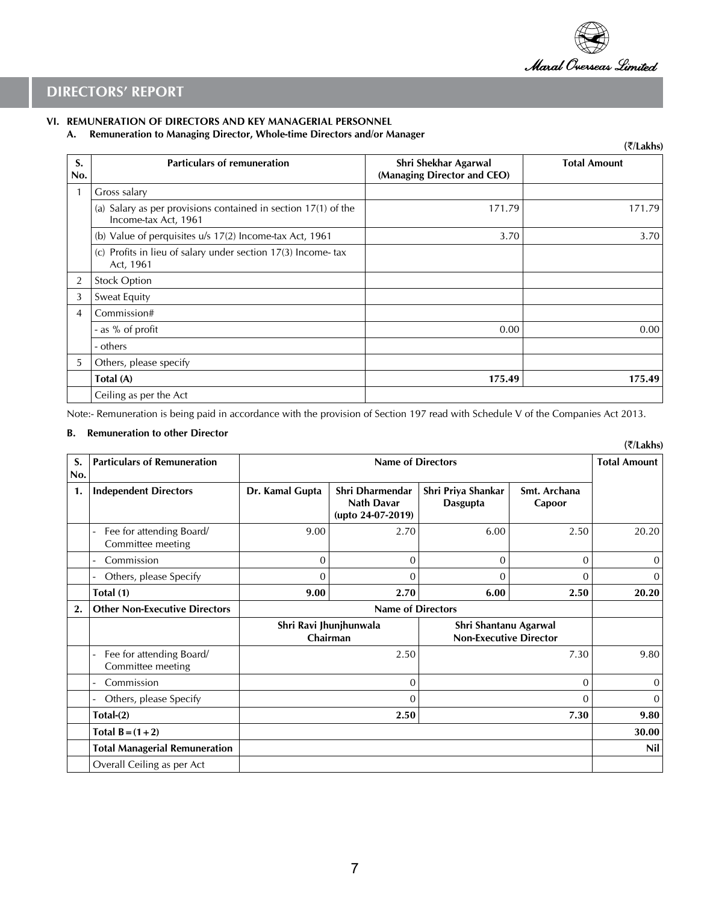## DIRECTORS' REPORT

### VI. REMUNERATION OF DIRECTORS AND KEY MANAGERIAL PERSONNEL

#### A. Remuneration to Managing Director, Whole-time Directors and/or Manager

(₹/Lakhs)

| S. No. | Particulars of remuneration | Shri Shekhar Agarwal (Managing Director and CEO) | Total Amount |
|---|---|---|---|
| 1 | Gross salary | | |
| | (a) Salary as per provisions contained in section 17(1) of the Income-tax Act, 1961 | 171.79 | 171.79 |
| | (b) Value of perquisites u/s 17(2) Income-tax Act, 1961 | 3.70 | 3.70 |
| | (c) Profits in lieu of salary under section 17(3) Income- tax Act, 1961 | | |
| 2 | Stock Option | | |
| 3 | Sweat Equity | | |
| 4 | Commission# | | |
| | - as % of profit | 0.00 | 0.00 |
| | - others | | |
| 5 | Others, please specify | | |
| | **Total (A)** | **175.49** | **175.49** |
| | Ceiling as per the Act | | |

Note:- Remuneration is being paid in accordance with the provision of Section 197 read with Schedule V of the Companies Act 2013.

#### B. Remuneration to other Director

(₹/Lakhs)

| S. No. | Particulars of Remuneration | Name of Directors | | | | Total Amount |
|---|---|---|---|---|---|---|
| **1.** | **Independent Directors** | **Dr. Kamal Gupta** | **Shri Dharmendar Nath Davar (upto 24-07-2019)** | **Shri Priya Shankar Dasgupta** | **Smt. Archana Capoor** | |
| | - Fee for attending Board/ Committee meeting | 9.00 | 2.70 | 6.00 | 2.50 | 20.20 |
| | - Commission | 0 | 0 | 0 | 0 | 0 |
| | - Others, please Specify | 0 | 0 | 0 | 0 | 0 |
| | **Total (1)** | **9.00** | **2.70** | **6.00** | **2.50** | **20.20** |
| **2.** | **Other Non-Executive Directors** | **Name of Directors** | | | | |
| | | **Shri Ravi Jhunjhunwala Chairman** | | **Shri Shantanu Agarwal Non-Executive Director** | | |
| | - Fee for attending Board/ Committee meeting | 2.50 | | 7.30 | | 9.80 |
| | - Commission | 0 | | 0 | | 0 |
| | - Others, please Specify | 0 | | 0 | | 0 |
| | **Total-(2)** | **2.50** | | **7.30** | | **9.80** |
| | **Total B = (1 + 2)** | | | | | **30.00** |
| | **Total Managerial Remuneration** | | | | | **Nil** |
| | Overall Ceiling as per Act | | | | | |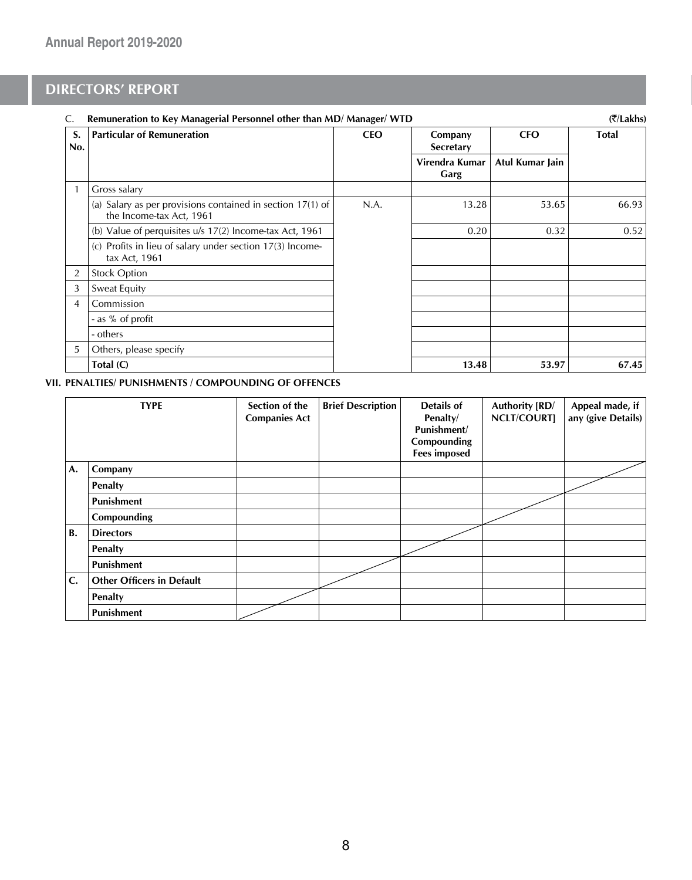## DIRECTORS' REPORT

C. **Remuneration to Key Managerial Personnel other than MD/ Manager/ WTD** (₹/Lakhs)

| S. No. | Particular of Remuneration | CEO | Company Secretary | CFO | Total |
|---|---|---|---|---|---|
| | | | Virendra Kumar Garg | Atul Kumar Jain | |
| 1 | Gross salary | | | | |
| | (a) Salary as per provisions contained in section 17(1) of the Income-tax Act, 1961 | N.A. | 13.28 | 53.65 | 66.93 |
| | (b) Value of perquisites u/s 17(2) Income-tax Act, 1961 | | 0.20 | 0.32 | 0.52 |
| | (c) Profits in lieu of salary under section 17(3) Income-tax Act, 1961 | | | | |
| 2 | Stock Option | | | | |
| 3 | Sweat Equity | | | | |
| 4 | Commission | | | | |
| | - as % of profit | | | | |
| | - others | | | | |
| 5 | Others, please specify | | | | |
| | **Total (C)** | | **13.48** | **53.97** | **67.45** |

### VII. PENALTIES/ PUNISHMENTS / COMPOUNDING OF OFFENCES

| | TYPE | Section of the Companies Act | Brief Description | Details of Penalty/ Punishment/ Compounding Fees imposed | Authority [RD/ NCLT/COURT] | Appeal made, if any (give Details) |
|---|---|---|---|---|---|---|
| **A.** | **Company** | | | | | |
| | **Penalty** | | | | | |
| | **Punishment** | | | | | |
| | **Compounding** | | | | | |
| **B.** | **Directors** | | | | | |
| | **Penalty** | | | | | |
| | **Punishment** | | | | | |
| **C.** | **Other Officers in Default** | | | | | |
| | **Penalty** | | | | | |
| | **Punishment** | | | | | |